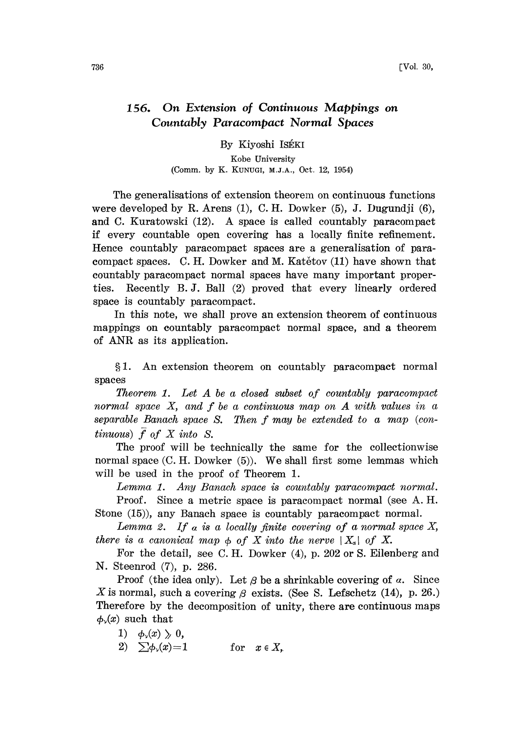# 156. On Extension of Continuous Mappings on Countably Paracompact Normal Spaces

By Kiyoshi ISÉKI

Kobe University

(Comm. by K. KUNUGI, M.J.A., Oct. 12, 1954)

The generalisations of extension theorem on continuous functions were developed by R. Arens (1), C. H. Dowker (5), J. Dugundji (6), and C. Kuratowski (12). A space is called countably paracompact if every countable open covering has a locally finite refinement. Hence countably paracompact spaces are a generalisation of paracompact spaces. C. H. Dowker and M. Katětov (11) have shown that countably paracompact normal spaces have many important properties. Recently B. J. Ball (2) proved that every linearly ordered space is countably paracompact.

In this note, we shall prove an extension theorem of continuous mappings on countably paracompact normal space, and a theorem of ANR as its application.

## §1. An extension theorem on countably paracompact normal spaces

*Theorem 1. Let $A$ be a closed subset of countably paracompact normal space $X$, and $f$ be a continuous map on $A$ with values in a separable Banach space $S$. Then $f$ may be extended to a map (continuous) $\bar{f}$ of $X$ into $S$.*

The proof will be technically the same for the collectionwise normal space (C. H. Dowker (5)). We shall first some lemmas which will be used in the proof of Theorem 1.

*Lemma 1. Any Banach space is countably paracompact normal.*

Proof. Since a metric space is paracompact normal (see A. H. Stone (15)), any Banach space is countably paracompact normal.

*Lemma 2. If $\alpha$ is a locally finite covering of a normal space $X$, there is a canonical map $\phi$ of $X$ into the nerve $|X_\alpha|$ of $X$.*

For the detail, see C. H. Dowker (4), p. 202 or S. Eilenberg and N. Steenrod (7), p. 286.

Proof (the idea only). Let $\beta$ be a shrinkable covering of $\alpha$. Since $X$ is normal, such a covering $\beta$ exists. (See S. Lefschetz (14), p. 26.) Therefore by the decomposition of unity, there are continuous maps $\phi_\nu(x)$ such that

1) $\phi_\nu(x) \geqslant 0$,
2) $\sum \phi_\nu(x) = 1$ for $x \in X$,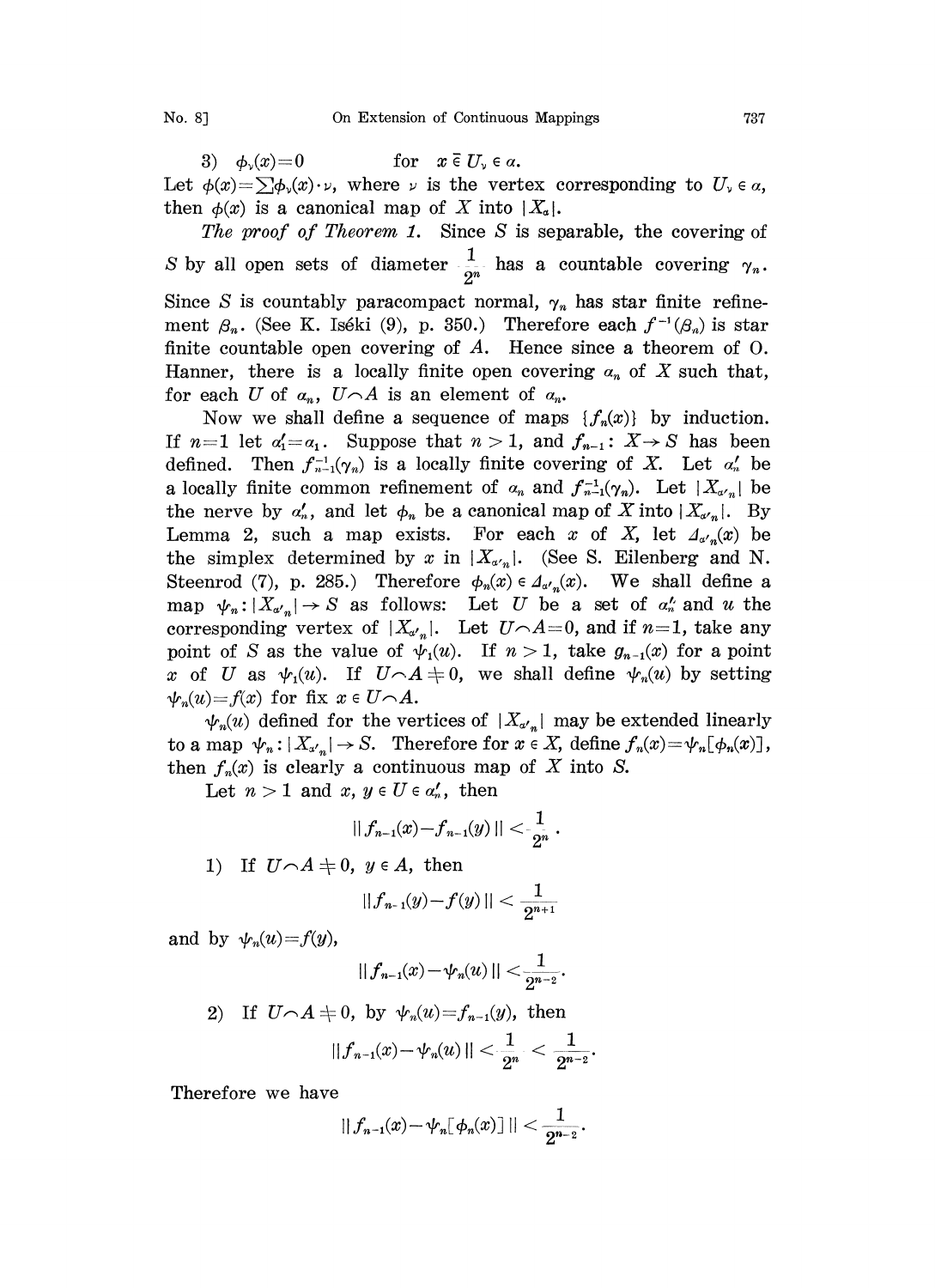3) $\phi_\nu(x)=0$ for $x \bar{\in} U_\nu \in \alpha$.

Let $\phi(x)=\sum\phi_\nu(x)\cdot\nu$, where $\nu$ is the vertex corresponding to $U_\nu \in \alpha$, then $\phi(x)$ is a canonical map of $X$ into $|X_\alpha|$.

*The proof of Theorem 1.* Since $S$ is separable, the covering of $S$ by all open sets of diameter $\frac{1}{2^n}$ has a countable covering $\gamma_n$. Since $S$ is countably paracompact normal, $\gamma_n$ has star finite refinement $\beta_n$. (See K. Iséki (9), p. 350.) Therefore each $f^{-1}(\beta_n)$ is star finite countable open covering of $A$. Hence since a theorem of O. Hanner, there is a locally finite open covering $\alpha_n$ of $X$ such that, for each $U$ of $\alpha_n$, $U\frown A$ is an element of $\alpha_n$.

Now we shall define a sequence of maps $\{f_n(x)\}$ by induction. If $n=1$ let $\alpha_1'=\alpha_1$. Suppose that $n>1$, and $f_{n-1}: X\rightarrow S$ has been defined. Then $f_{n-1}^{-1}(\gamma_n)$ is a locally finite covering of $X$. Let $\alpha_n'$ be a locally finite common refinement of $\alpha_n$ and $f_{n-1}^{-1}(\gamma_n)$. Let $|X_{\alpha'_n}|$ be the nerve by $\alpha_n'$, and let $\phi_n$ be a canonical map of $X$ into $|X_{\alpha'_n}|$. By Lemma 2, such a map exists. For each $x$ of $X$, let $\varDelta_{\alpha'_n}(x)$ be the simplex determined by $x$ in $|X_{\alpha'_n}|$. (See S. Eilenberg and N. Steenrod (7), p. 285.) Therefore $\phi_n(x)\in\varDelta_{\alpha'_n}(x)$. We shall define a map $\psi_n: |X_{\alpha'_n}|\rightarrow S$ as follows: Let $U$ be a set of $\alpha_n'$ and $u$ the corresponding vertex of $|X_{\alpha'_n}|$. Let $U\frown A=0$, and if $n=1$, take any point of $S$ as the value of $\psi_1(u)$. If $n>1$, take $g_{n-1}(x)$ for a point $x$ of $U$ as $\psi_1(u)$. If $U\frown A\neq 0$, we shall define $\psi_n(u)$ by setting $\psi_n(u)=f(x)$ for fix $x\in U\frown A$.

$\psi_n(u)$ defined for the vertices of $|X_{\alpha'_n}|$ may be extended linearly to a map $\psi_n: |X_{\alpha'_n}|\rightarrow S$. Therefore for $x\in X$, define $f_n(x)=\psi_n[\phi_n(x)]$, then $f_n(x)$ is clearly a continuous map of $X$ into $S$.

Let $n>1$ and $x, y\in U\in\alpha_n'$, then

$$||f_{n-1}(x)-f_{n-1}(y)||<\frac{1}{2^n}.$$

1) If $U\frown A\neq 0$, $y\in A$, then

$$||f_{n-1}(y)-f(y)||<\frac{1}{2^{n+1}}$$

and by $\psi_n(u)=f(y)$,

$$||f_{n-1}(x)-\psi_n(u)||<\frac{1}{2^{n-2}}.$$

2) If $U\frown A\neq 0$, by $\psi_n(u)=f_{n-1}(y)$, then

$$||f_{n-1}(x)-\psi_n(u)||<\frac{1}{2^n}<\frac{1}{2^{n-2}}.$$

Therefore we have

$$||f_{n-1}(x)-\psi_n[\phi_n(x)]||<\frac{1}{2^{n-2}}.$$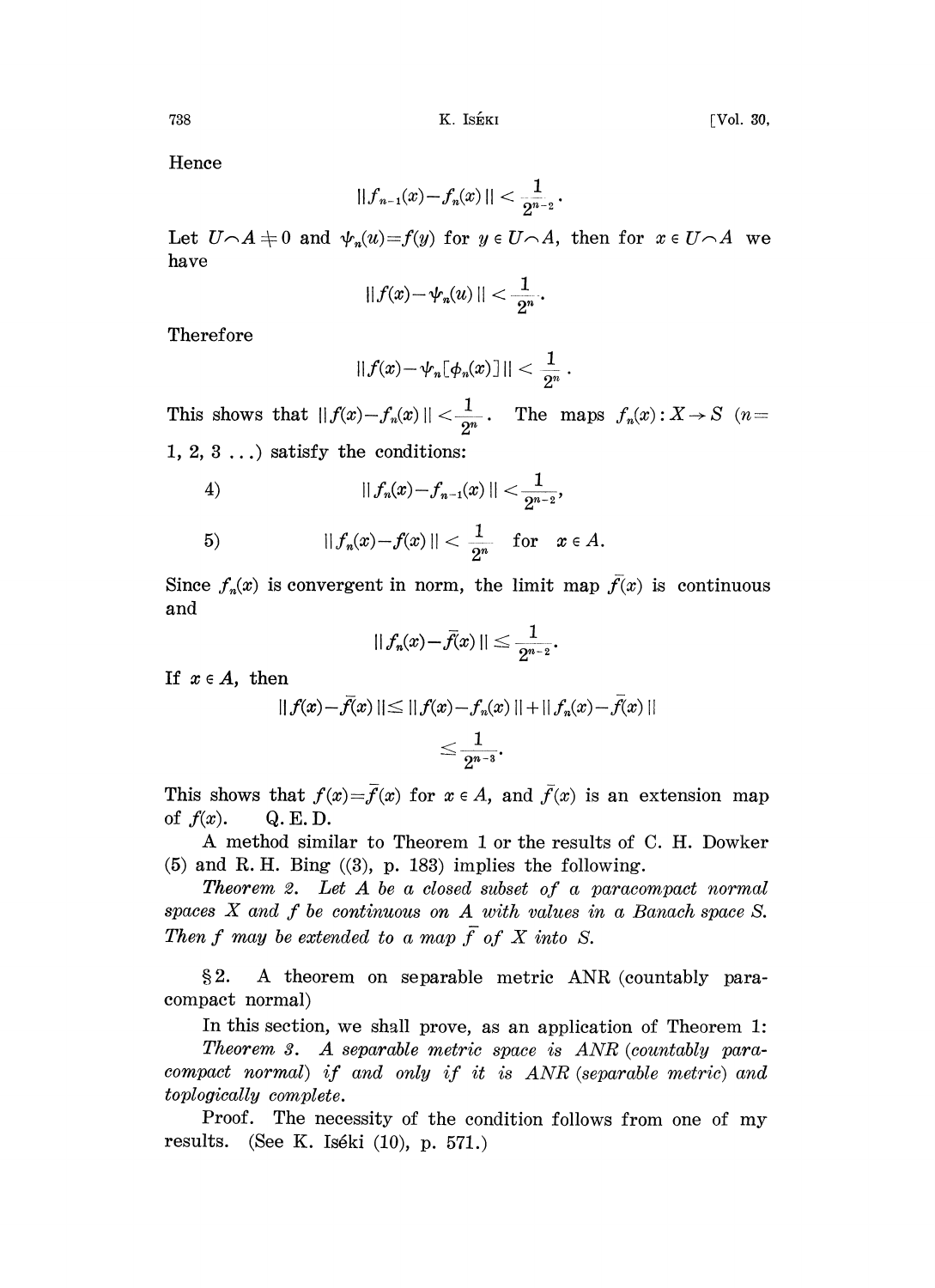Hence

$$\|f_{n-1}(x)-f_n(x)\| < \frac{1}{2^{n-2}}.$$

Let $U \frown A \neq 0$ and $\psi_n(u)=f(y)$ for $y \in U \frown A$, then for $x \in U \frown A$ we have

$$\|f(x)-\psi_n(u)\| < \frac{1}{2^n}.$$

Therefore

$$\|f(x)-\psi_n[\phi_n(x)]\| < \frac{1}{2^n}.$$

This shows that $\|f(x)-f_n(x)\| < \frac{1}{2^n}$. The maps $f_n(x): X \to S$ ($n=1, 2, 3 \ldots$) satisfy the conditions:

4) $$\|f_n(x)-f_{n-1}(x)\| < \frac{1}{2^{n-2}},$$

5) $$\|f_n(x)-f(x)\| < \frac{1}{2^n} \quad \text{for} \quad x \in A.$$

Since $f_n(x)$ is convergent in norm, the limit map $\bar{f}(x)$ is continuous and

$$\|f_n(x)-\bar{f}(x)\| \leq \frac{1}{2^{n-2}}.$$

If $x \in A$, then

$$\begin{aligned}\|f(x)-\bar{f}(x)\| &\leq \|f(x)-f_n(x)\|+\|f_n(x)-\bar{f}(x)\| \\ &\leq \frac{1}{2^{n-3}}.\end{aligned}$$

This shows that $f(x)=\bar{f}(x)$ for $x \in A$, and $\bar{f}(x)$ is an extension map of $f(x)$. Q. E. D.

A method similar to Theorem 1 or the results of C. H. Dowker (5) and R. H. Bing ((3), p. 183) implies the following.

*Theorem 2. Let $A$ be a closed subset of a paracompact normal spaces $X$ and $f$ be continuous on $A$ with values in a Banach space $S$. Then $f$ may be extended to a map $\bar{f}$ of $X$ into $S$.*

§2. A theorem on separable metric ANR (countably paracompact normal)

In this section, we shall prove, as an application of Theorem 1:

*Theorem 3. A separable metric space is ANR (countably paracompact normal) if and only if it is ANR (separable metric) and toplogically complete.*

Proof. The necessity of the condition follows from one of my results. (See K. Iséki (10), p. 571.)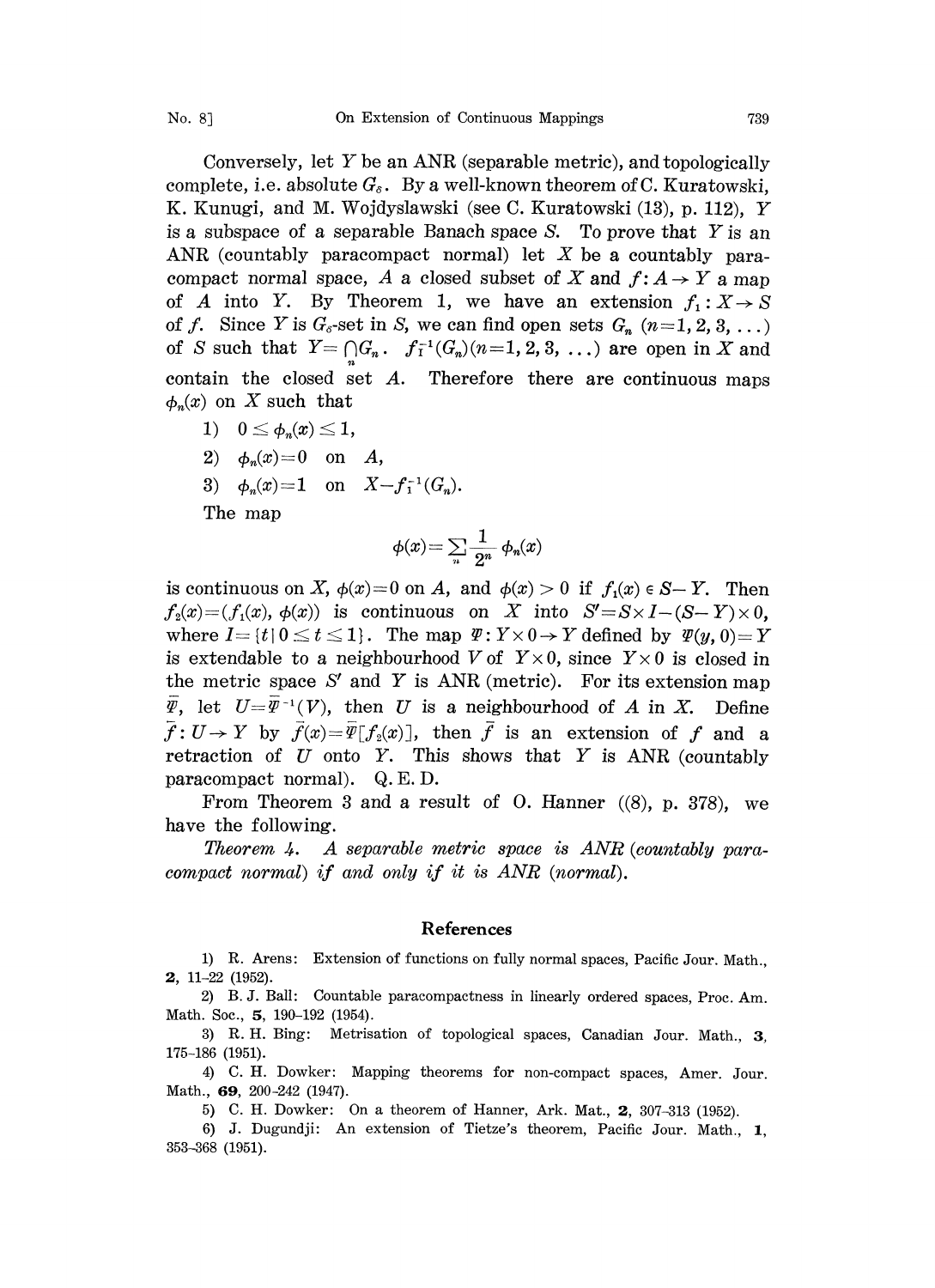Conversely, let $Y$ be an ANR (separable metric), and topologically complete, i.e. absolute $G_\delta$. By a well-known theorem of C. Kuratowski, K. Kunugi, and M. Wojdyslawski (see C. Kuratowski (13), p. 112), $Y$ is a subspace of a separable Banach space $S$. To prove that $Y$ is an ANR (countably paracompact normal) let $X$ be a countably paracompact normal space, $A$ a closed subset of $X$ and $f: A \to Y$ a map of $A$ into $Y$. By Theorem 1, we have an extension $f_1: X \to S$ of $f$. Since $Y$ is $G_\delta$-set in $S$, we can find open sets $G_n$ $(n=1, 2, 3, \dots)$ of $S$ such that $Y = \bigcap_n G_n$. $f_1^{-1}(G_n)(n=1, 2, 3, \dots)$ are open in $X$ and contain the closed set $A$. Therefore there are continuous maps $\phi_n(x)$ on $X$ such that

1) $0 \leq \phi_n(x) \leq 1$,
2) $\phi_n(x) = 0$ on $A$,
3) $\phi_n(x) = 1$ on $X - f_1^{-1}(G_n)$.

The map

$$\phi(x) = \sum_n \frac{1}{2^n} \phi_n(x)$$

is continuous on $X$, $\phi(x) = 0$ on $A$, and $\phi(x) > 0$ if $f_1(x) \in S - Y$. Then $f_2(x) = (f_1(x), \phi(x))$ is continuous on $X$ into $S' = S \times I - (S - Y) \times 0$, where $I = \{t \mid 0 \leq t \leq 1\}$. The map $\Psi: Y \times 0 \to Y$ defined by $\Psi(y, 0) = Y$ is extendable to a neighbourhood $V$ of $Y \times 0$, since $Y \times 0$ is closed in the metric space $S'$ and $Y$ is ANR (metric). For its extension map $\bar{\Psi}$, let $U = \bar{\Psi}^{-1}(V)$, then $U$ is a neighbourhood of $A$ in $X$. Define $\bar{f}: U \to Y$ by $\bar{f}(x) = \bar{\Psi}[f_2(x)]$, then $\bar{f}$ is an extension of $f$ and a retraction of $U$ onto $Y$. This shows that $Y$ is ANR (countably paracompact normal). Q. E. D.

From Theorem 3 and a result of O. Hanner ((8), p. 378), we have the following.

*Theorem 4. A separable metric space is ANR (countably paracompact normal) if and only if it is ANR (normal).*

## References

1) R. Arens: Extension of functions on fully normal spaces, Pacific Jour. Math., **2**, 11–22 (1952).

2) B. J. Ball: Countable paracompactness in linearly ordered spaces, Proc. Am. Math. Soc., **5**, 190–192 (1954).

3) R. H. Bing: Metrisation of topological spaces, Canadian Jour. Math., **3**, 175–186 (1951).

4) C. H. Dowker: Mapping theorems for non-compact spaces, Amer. Jour. Math., **69**, 200–242 (1947).

5) C. H. Dowker: On a theorem of Hanner, Ark. Mat., **2**, 307–313 (1952).

6) J. Dugundji: An extension of Tietze's theorem, Pacific Jour. Math., **1**, 353–368 (1951).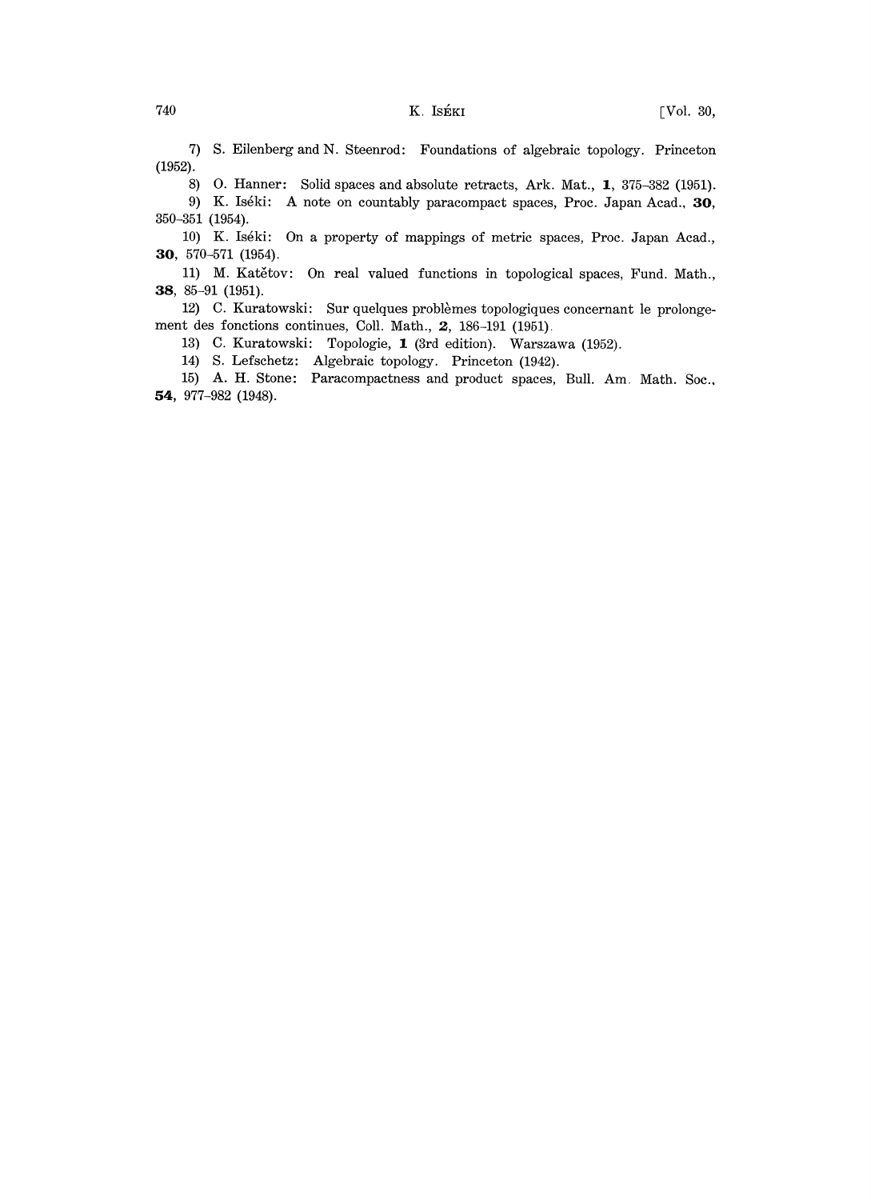7) S. Eilenberg and N. Steenrod: Foundations of algebraic topology. Princeton (1952).

8) O. Hanner: Solid spaces and absolute retracts, Ark. Mat., **1**, 375–382 (1951).

9) K. Iséki: A note on countably paracompact spaces, Proc. Japan Acad., **30**, 350–351 (1954).

10) K. Iséki: On a property of mappings of metric spaces, Proc. Japan Acad., **30**, 570–571 (1954).

11) M. Katětov: On real valued functions in topological spaces, Fund. Math., **38**, 85–91 (1951).

12) C. Kuratowski: Sur quelques problèmes topologiques concernant le prolongement des fonctions continues, Coll. Math., **2**, 186–191 (1951).

13) C. Kuratowski: Topologie, **1** (3rd edition). Warszawa (1952).

14) S. Lefschetz: Algebraic topology. Princeton (1942).

15) A. H. Stone: Paracompactness and product spaces, Bull. Am. Math. Soc., **54**, 977–982 (1948).